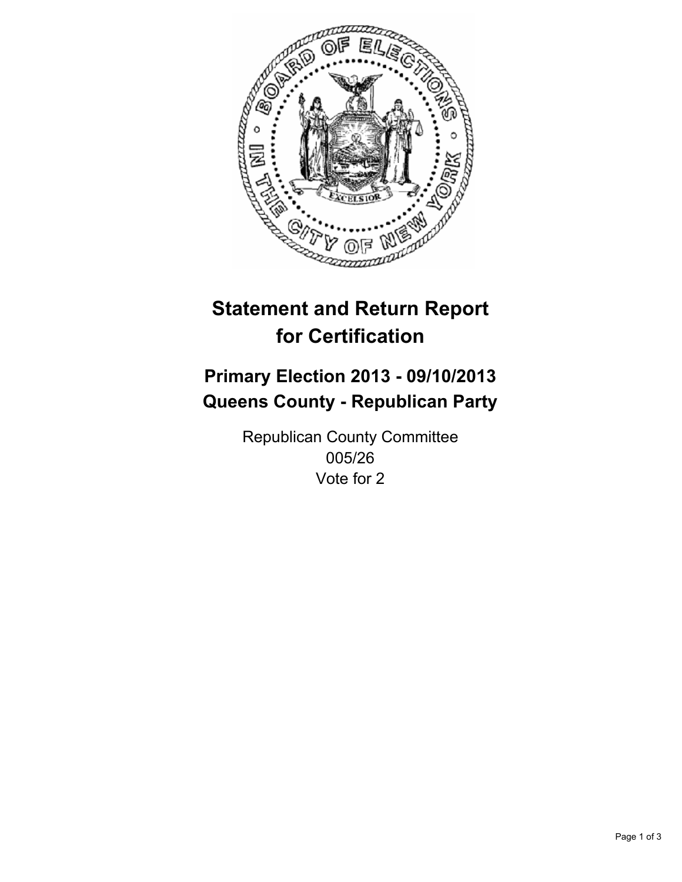# Statement and Return Report for Certification

## Primary Election 2013 - 09/10/2013
## Queens County - Republican Party

Republican County Committee
005/26
Vote for 2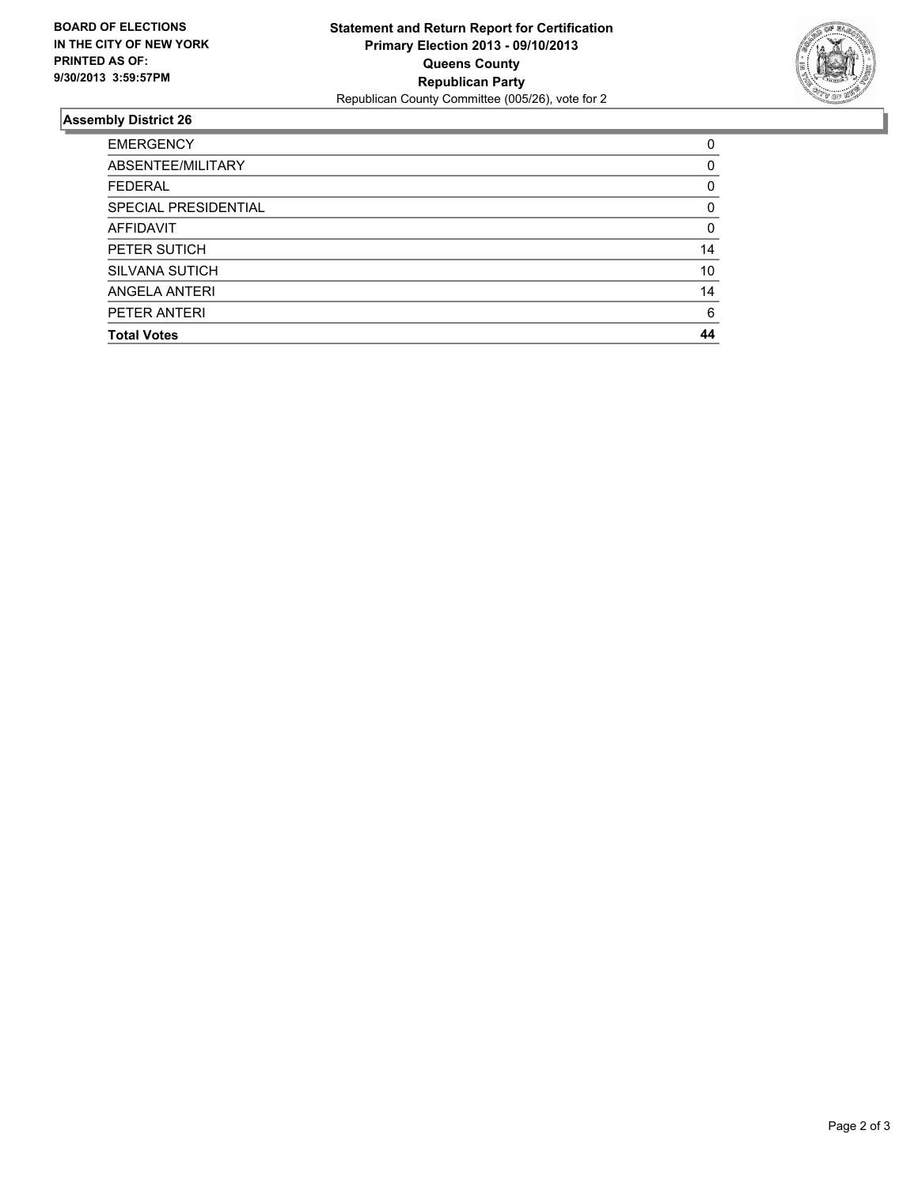**BOARD OF ELECTIONS IN THE CITY OF NEW YORK PRINTED AS OF: 9/30/2013 3:59:57PM**

**Statement and Return Report for Certification**
**Primary Election 2013 - 09/10/2013**
**Queens County**
**Republican Party**
Republican County Committee (005/26), vote for 2

## Assembly District 26

| | |
|---|---|
| EMERGENCY | 0 |
| ABSENTEE/MILITARY | 0 |
| FEDERAL | 0 |
| SPECIAL PRESIDENTIAL | 0 |
| AFFIDAVIT | 0 |
| PETER SUTICH | 14 |
| SILVANA SUTICH | 10 |
| ANGELA ANTERI | 14 |
| PETER ANTERI | 6 |
| **Total Votes** | **44** |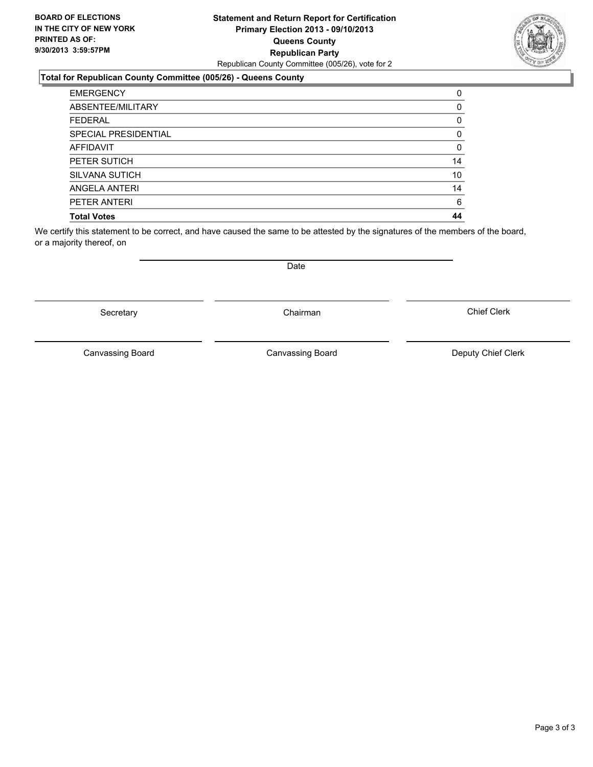**BOARD OF ELECTIONS IN THE CITY OF NEW YORK PRINTED AS OF: 9/30/2013 3:59:57PM**

**Statement and Return Report for Certification**
**Primary Election 2013 - 09/10/2013**
**Queens County**
**Republican Party**
Republican County Committee (005/26), vote for 2

**Total for Republican County Committee (005/26) - Queens County**

| | |
|---|---|
| EMERGENCY | 0 |
| ABSENTEE/MILITARY | 0 |
| FEDERAL | 0 |
| SPECIAL PRESIDENTIAL | 0 |
| AFFIDAVIT | 0 |
| PETER SUTICH | 14 |
| SILVANA SUTICH | 10 |
| ANGELA ANTERI | 14 |
| PETER ANTERI | 6 |
| **Total Votes** | **44** |

We certify this statement to be correct, and have caused the same to be attested by the signatures of the members of the board, or a majority thereof, on

Date

Secretary | Chairman | Chief Clerk

Canvassing Board | Canvassing Board | Deputy Chief Clerk